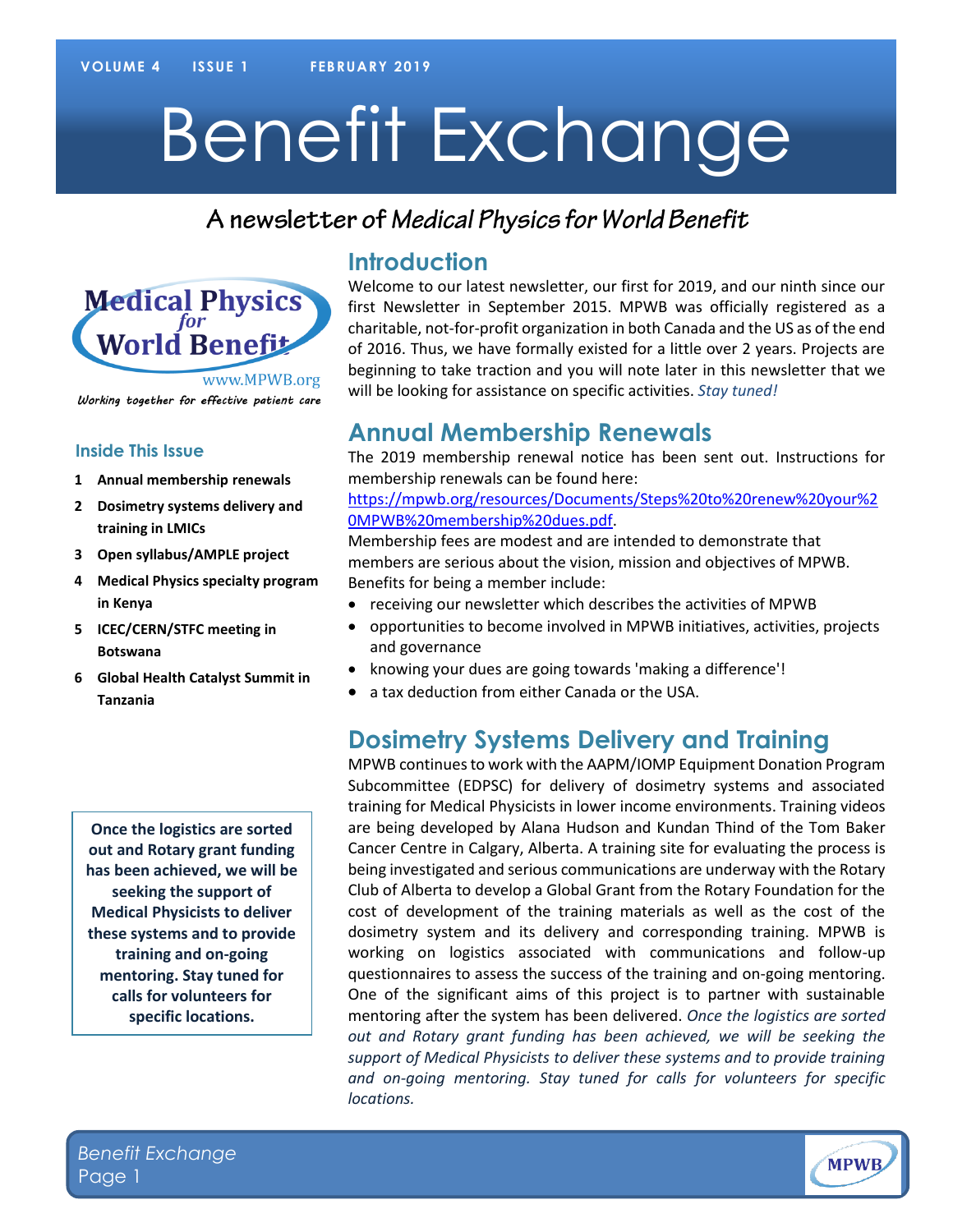VOLUME 4 ISSUE 1 FEBRUARY 2019

# Benefit Exchange

## A newsletter of *Medical Physics for World Benefit*

Medical Physics for World Benefit

www.MPWB.org

*Working together for effective patient care*

### Inside This Issue

1. Annual membership renewals
2. Dosimetry systems delivery and training in LMICs
3. Open syllabus/AMPLE project
4. Medical Physics specialty program in Kenya
5. ICEC/CERN/STFC meeting in Botswana
6. Global Health Catalyst Summit in Tanzania

## Introduction

Welcome to our latest newsletter, our first for 2019, and our ninth since our first Newsletter in September 2015. MPWB was officially registered as a charitable, not-for-profit organization in both Canada and the US as of the end of 2016. Thus, we have formally existed for a little over 2 years. Projects are beginning to take traction and you will note later in this newsletter that we will be looking for assistance on specific activities. *Stay tuned!*

## Annual Membership Renewals

The 2019 membership renewal notice has been sent out. Instructions for membership renewals can be found here: https://mpwb.org/resources/Documents/Steps%20to%20renew%20your%20MPWB%20membership%20dues.pdf.

Membership fees are modest and are intended to demonstrate that members are serious about the vision, mission and objectives of MPWB. Benefits for being a member include:

- receiving our newsletter which describes the activities of MPWB
- opportunities to become involved in MPWB initiatives, activities, projects and governance
- knowing your dues are going towards 'making a difference'!
- a tax deduction from either Canada or the USA.

## Dosimetry Systems Delivery and Training

MPWB continues to work with the AAPM/IOMP Equipment Donation Program Subcommittee (EDPSC) for delivery of dosimetry systems and associated training for Medical Physicists in lower income environments. Training videos are being developed by Alana Hudson and Kundan Thind of the Tom Baker Cancer Centre in Calgary, Alberta. A training site for evaluating the process is being investigated and serious communications are underway with the Rotary Club of Alberta to develop a Global Grant from the Rotary Foundation for the cost of development of the training materials as well as the cost of the dosimetry system and its delivery and corresponding training. MPWB is working on logistics associated with communications and follow-up questionnaires to assess the success of the training and on-going mentoring. One of the significant aims of this project is to partner with sustainable mentoring after the system has been delivered. *Once the logistics are sorted out and Rotary grant funding has been achieved, we will be seeking the support of Medical Physicists to deliver these systems and to provide training and on-going mentoring. Stay tuned for calls for volunteers for specific locations.*

**Once the logistics are sorted out and Rotary grant funding has been achieved, we will be seeking the support of Medical Physicists to deliver these systems and to provide training and on-going mentoring. Stay tuned for calls for volunteers for specific locations.**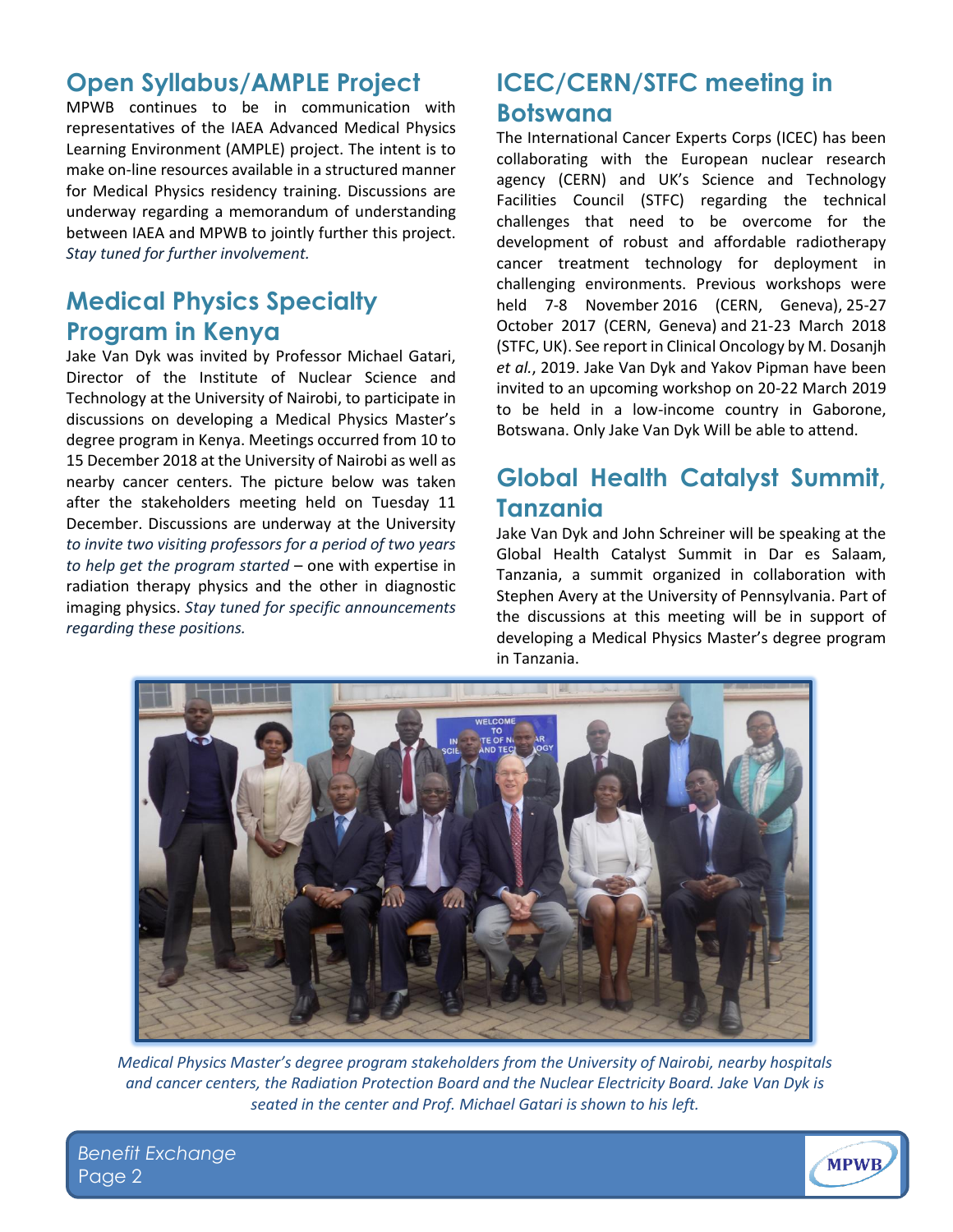## Open Syllabus/AMPLE Project

MPWB continues to be in communication with representatives of the IAEA Advanced Medical Physics Learning Environment (AMPLE) project. The intent is to make on-line resources available in a structured manner for Medical Physics residency training. Discussions are underway regarding a memorandum of understanding between IAEA and MPWB to jointly further this project. *Stay tuned for further involvement.*

## Medical Physics Specialty Program in Kenya

Jake Van Dyk was invited by Professor Michael Gatari, Director of the Institute of Nuclear Science and Technology at the University of Nairobi, to participate in discussions on developing a Medical Physics Master's degree program in Kenya. Meetings occurred from 10 to 15 December 2018 at the University of Nairobi as well as nearby cancer centers. The picture below was taken after the stakeholders meeting held on Tuesday 11 December. Discussions are underway at the University *to invite two visiting professors for a period of two years to help get the program started* – one with expertise in radiation therapy physics and the other in diagnostic imaging physics. *Stay tuned for specific announcements regarding these positions.*

## ICEC/CERN/STFC meeting in Botswana

The International Cancer Experts Corps (ICEC) has been collaborating with the European nuclear research agency (CERN) and UK's Science and Technology Facilities Council (STFC) regarding the technical challenges that need to be overcome for the development of robust and affordable radiotherapy cancer treatment technology for deployment in challenging environments. Previous workshops were held 7-8 November 2016 (CERN, Geneva), 25-27 October 2017 (CERN, Geneva) and 21-23 March 2018 (STFC, UK). See report in Clinical Oncology by M. Dosanjh *et al.*, 2019. Jake Van Dyk and Yakov Pipman have been invited to an upcoming workshop on 20-22 March 2019 to be held in a low-income country in Gaborone, Botswana. Only Jake Van Dyk Will be able to attend.

## Global Health Catalyst Summit, Tanzania

Jake Van Dyk and John Schreiner will be speaking at the Global Health Catalyst Summit in Dar es Salaam, Tanzania, a summit organized in collaboration with Stephen Avery at the University of Pennsylvania. Part of the discussions at this meeting will be in support of developing a Medical Physics Master's degree program in Tanzania.

*Medical Physics Master's degree program stakeholders from the University of Nairobi, nearby hospitals and cancer centers, the Radiation Protection Board and the Nuclear Electricity Board. Jake Van Dyk is seated in the center and Prof. Michael Gatari is shown to his left.*